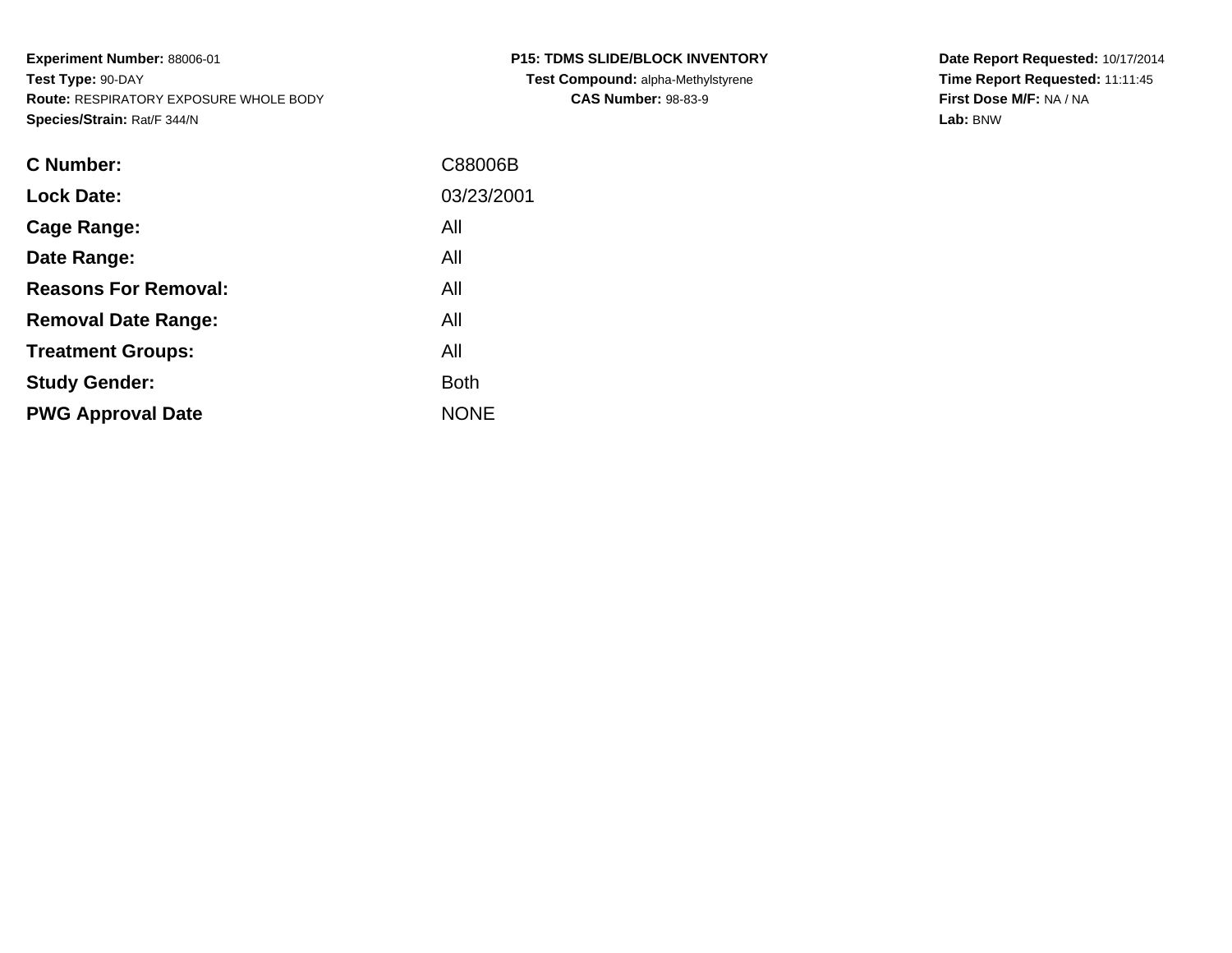**Experiment Number:** 88006-01
**Test Type:** 90-DAY
**Route:** RESPIRATORY EXPOSURE WHOLE BODY
**Species/Strain:** Rat/F 344/N

**P15: TDMS SLIDE/BLOCK INVENTORY**
**Test Compound:** alpha-Methylstyrene
**CAS Number:** 98-83-9

**Date Report Requested:** 10/17/2014
**Time Report Requested:** 11:11:45
**First Dose M/F:** NA / NA
**Lab:** BNW

| | |
|---|---|
| **C Number:** | C88006B |
| **Lock Date:** | 03/23/2001 |
| **Cage Range:** | All |
| **Date Range:** | All |
| **Reasons For Removal:** | All |
| **Removal Date Range:** | All |
| **Treatment Groups:** | All |
| **Study Gender:** | Both |
| **PWG Approval Date** | NONE |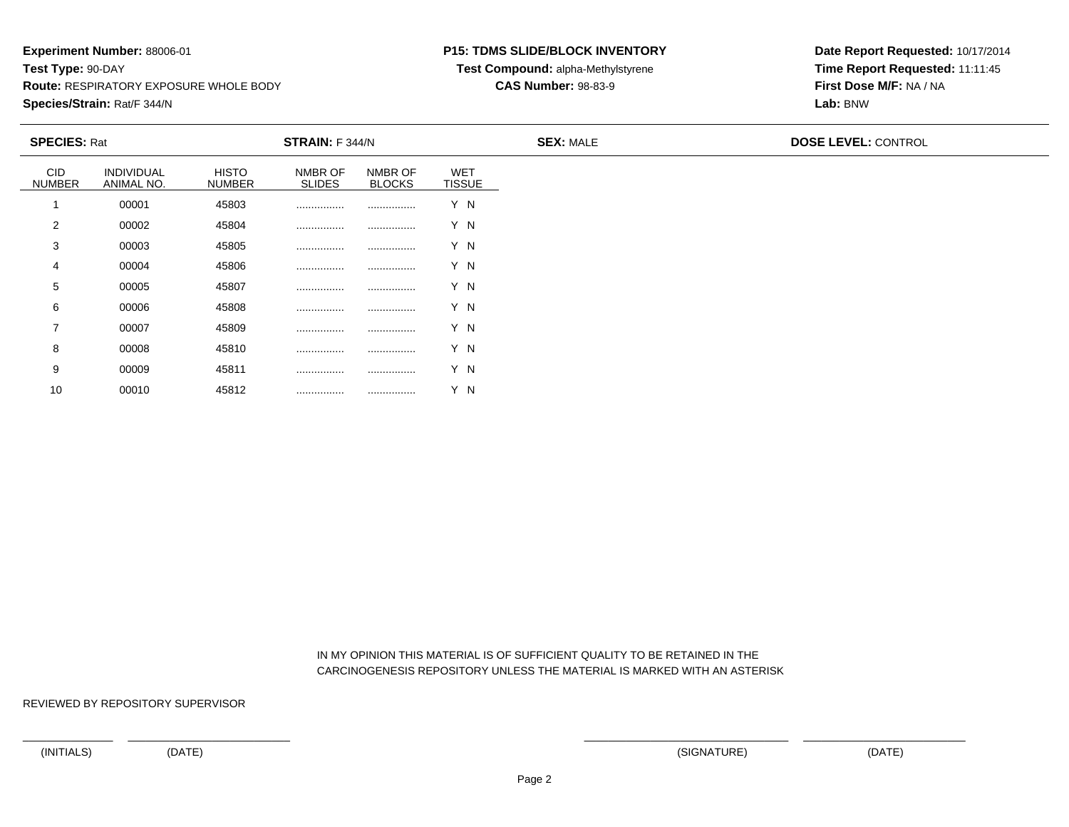**Experiment Number:** 88006-01
**Test Type:** 90-DAY
**Route:** RESPIRATORY EXPOSURE WHOLE BODY
**Species/Strain:** Rat/F 344/N

**P15: TDMS SLIDE/BLOCK INVENTORY**
**Test Compound:** alpha-Methylstyrene
**CAS Number:** 98-83-9

**Date Report Requested:** 10/17/2014
**Time Report Requested:** 11:11:45
**First Dose M/F:** NA / NA
**Lab:** BNW

**SPECIES:** Rat **STRAIN:** F 344/N **SEX:** MALE **DOSE LEVEL:** CONTROL

| CID NUMBER | INDIVIDUAL ANIMAL NO. | HISTO NUMBER | NMBR OF SLIDES | NMBR OF BLOCKS | WET TISSUE |
|---|---|---|---|---|---|
| 1 | 00001 | 45803 | ................ | ................ | Y N |
| 2 | 00002 | 45804 | ................ | ................ | Y N |
| 3 | 00003 | 45805 | ................ | ................ | Y N |
| 4 | 00004 | 45806 | ................ | ................ | Y N |
| 5 | 00005 | 45807 | ................ | ................ | Y N |
| 6 | 00006 | 45808 | ................ | ................ | Y N |
| 7 | 00007 | 45809 | ................ | ................ | Y N |
| 8 | 00008 | 45810 | ................ | ................ | Y N |
| 9 | 00009 | 45811 | ................ | ................ | Y N |
| 10 | 00010 | 45812 | ................ | ................ | Y N |

IN MY OPINION THIS MATERIAL IS OF SUFFICIENT QUALITY TO BE RETAINED IN THE CARCINOGENESIS REPOSITORY UNLESS THE MATERIAL IS MARKED WITH AN ASTERISK

REVIEWED BY REPOSITORY SUPERVISOR

(INITIALS) (DATE) (SIGNATURE) (DATE)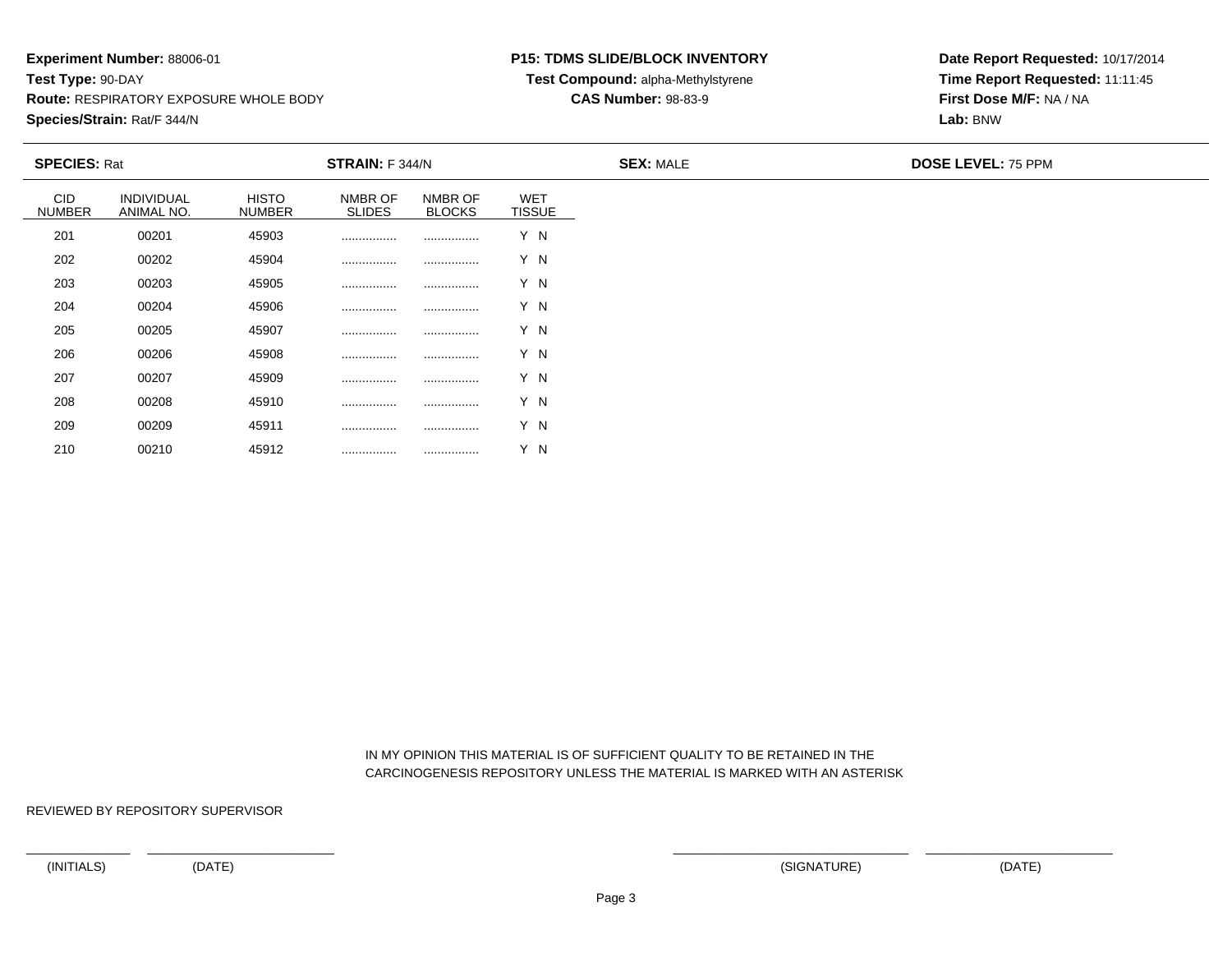**Experiment Number:** 88006-01
**Test Type:** 90-DAY
**Route:** RESPIRATORY EXPOSURE WHOLE BODY
**Species/Strain:** Rat/F 344/N

**P15: TDMS SLIDE/BLOCK INVENTORY**
**Test Compound:** alpha-Methylstyrene
**CAS Number:** 98-83-9

**Date Report Requested:** 10/17/2014
**Time Report Requested:** 11:11:45
**First Dose M/F:** NA / NA
**Lab:** BNW

**SPECIES:** Rat **STRAIN:** F 344/N **SEX:** MALE **DOSE LEVEL:** 75 PPM

| CID NUMBER | INDIVIDUAL ANIMAL NO. | HISTO NUMBER | NMBR OF SLIDES | NMBR OF BLOCKS | WET TISSUE |
|---|---|---|---|---|---|
| 201 | 00201 | 45903 | ................ | ................ | Y N |
| 202 | 00202 | 45904 | ................ | ................ | Y N |
| 203 | 00203 | 45905 | ................ | ................ | Y N |
| 204 | 00204 | 45906 | ................ | ................ | Y N |
| 205 | 00205 | 45907 | ................ | ................ | Y N |
| 206 | 00206 | 45908 | ................ | ................ | Y N |
| 207 | 00207 | 45909 | ................ | ................ | Y N |
| 208 | 00208 | 45910 | ................ | ................ | Y N |
| 209 | 00209 | 45911 | ................ | ................ | Y N |
| 210 | 00210 | 45912 | ................ | ................ | Y N |

IN MY OPINION THIS MATERIAL IS OF SUFFICIENT QUALITY TO BE RETAINED IN THE CARCINOGENESIS REPOSITORY UNLESS THE MATERIAL IS MARKED WITH AN ASTERISK

REVIEWED BY REPOSITORY SUPERVISOR

(INITIALS) (DATE) (SIGNATURE) (DATE)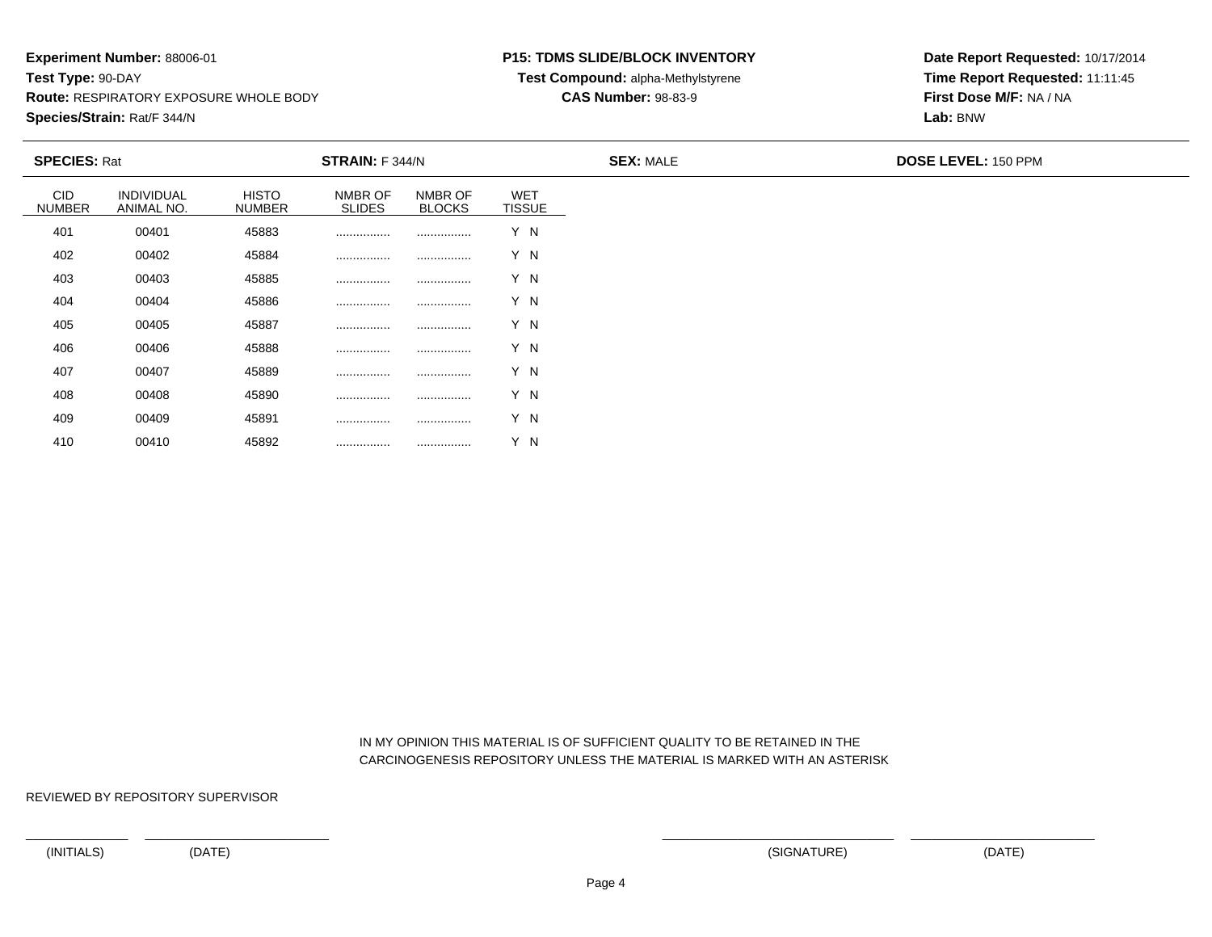**Experiment Number:** 88006-01
**Test Type:** 90-DAY
**Route:** RESPIRATORY EXPOSURE WHOLE BODY
**Species/Strain:** Rat/F 344/N

**P15: TDMS SLIDE/BLOCK INVENTORY**
**Test Compound:** alpha-Methylstyrene
**CAS Number:** 98-83-9

**Date Report Requested:** 10/17/2014
**Time Report Requested:** 11:11:45
**First Dose M/F:** NA / NA
**Lab:** BNW

**SPECIES:** Rat **STRAIN:** F 344/N **SEX:** MALE **DOSE LEVEL:** 150 PPM

| CID NUMBER | INDIVIDUAL ANIMAL NO. | HISTO NUMBER | NMBR OF SLIDES | NMBR OF BLOCKS | WET TISSUE |
|---|---|---|---|---|---|
| 401 | 00401 | 45883 | ................ | ................ | Y N |
| 402 | 00402 | 45884 | ................ | ................ | Y N |
| 403 | 00403 | 45885 | ................ | ................ | Y N |
| 404 | 00404 | 45886 | ................ | ................ | Y N |
| 405 | 00405 | 45887 | ................ | ................ | Y N |
| 406 | 00406 | 45888 | ................ | ................ | Y N |
| 407 | 00407 | 45889 | ................ | ................ | Y N |
| 408 | 00408 | 45890 | ................ | ................ | Y N |
| 409 | 00409 | 45891 | ................ | ................ | Y N |
| 410 | 00410 | 45892 | ................ | ................ | Y N |

IN MY OPINION THIS MATERIAL IS OF SUFFICIENT QUALITY TO BE RETAINED IN THE CARCINOGENESIS REPOSITORY UNLESS THE MATERIAL IS MARKED WITH AN ASTERISK

REVIEWED BY REPOSITORY SUPERVISOR

(INITIALS) (DATE) (SIGNATURE) (DATE)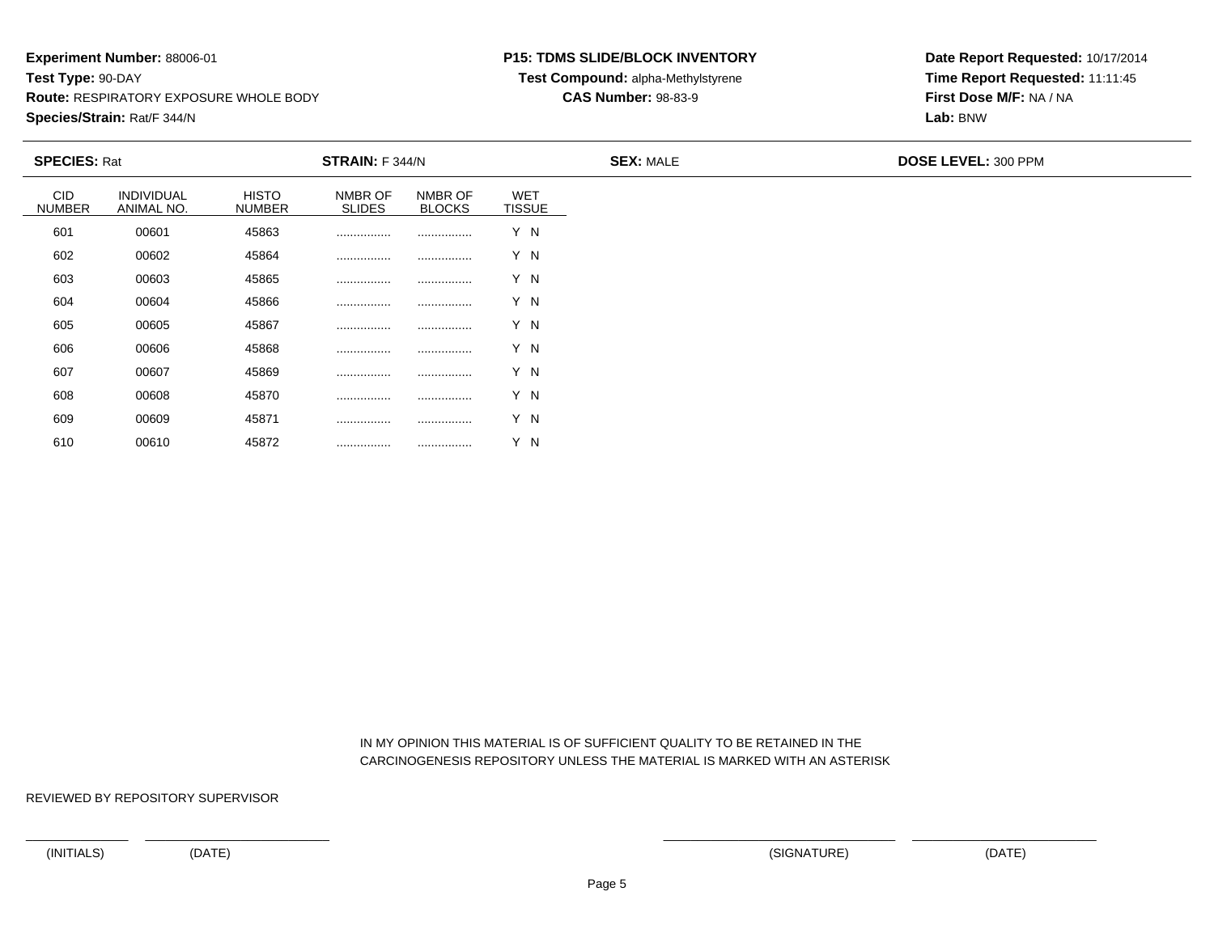**Experiment Number:** 88006-01
**Test Type:** 90-DAY
**Route:** RESPIRATORY EXPOSURE WHOLE BODY
**Species/Strain:** Rat/F 344/N

**P15: TDMS SLIDE/BLOCK INVENTORY**
**Test Compound:** alpha-Methylstyrene
**CAS Number:** 98-83-9

**Date Report Requested:** 10/17/2014
**Time Report Requested:** 11:11:45
**First Dose M/F:** NA / NA
**Lab:** BNW

**SPECIES:** Rat **STRAIN:** F 344/N **SEX:** MALE **DOSE LEVEL:** 300 PPM

| CID NUMBER | INDIVIDUAL ANIMAL NO. | HISTO NUMBER | NMBR OF SLIDES | NMBR OF BLOCKS | WET TISSUE |
|---|---|---|---|---|---|
| 601 | 00601 | 45863 | ................ | ................ | Y N |
| 602 | 00602 | 45864 | ................ | ................ | Y N |
| 603 | 00603 | 45865 | ................ | ................ | Y N |
| 604 | 00604 | 45866 | ................ | ................ | Y N |
| 605 | 00605 | 45867 | ................ | ................ | Y N |
| 606 | 00606 | 45868 | ................ | ................ | Y N |
| 607 | 00607 | 45869 | ................ | ................ | Y N |
| 608 | 00608 | 45870 | ................ | ................ | Y N |
| 609 | 00609 | 45871 | ................ | ................ | Y N |
| 610 | 00610 | 45872 | ................ | ................ | Y N |

IN MY OPINION THIS MATERIAL IS OF SUFFICIENT QUALITY TO BE RETAINED IN THE CARCINOGENESIS REPOSITORY UNLESS THE MATERIAL IS MARKED WITH AN ASTERISK

REVIEWED BY REPOSITORY SUPERVISOR

(INITIALS) (DATE) (SIGNATURE) (DATE)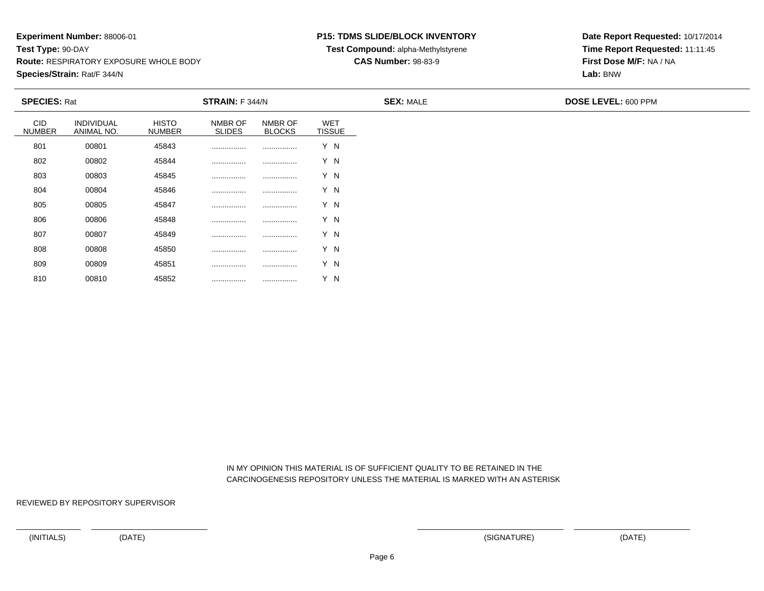**Experiment Number:** 88006-01
**Test Type:** 90-DAY
**Route:** RESPIRATORY EXPOSURE WHOLE BODY
**Species/Strain:** Rat/F 344/N

**P15: TDMS SLIDE/BLOCK INVENTORY**
**Test Compound:** alpha-Methylstyrene
**CAS Number:** 98-83-9

**Date Report Requested:** 10/17/2014
**Time Report Requested:** 11:11:45
**First Dose M/F:** NA / NA
**Lab:** BNW

**SPECIES:** Rat **STRAIN:** F 344/N **SEX:** MALE **DOSE LEVEL:** 600 PPM

| CID NUMBER | INDIVIDUAL ANIMAL NO. | HISTO NUMBER | NMBR OF SLIDES | NMBR OF BLOCKS | WET TISSUE |
|---|---|---|---|---|---|
| 801 | 00801 | 45843 | ................ | ................ | Y N |
| 802 | 00802 | 45844 | ................ | ................ | Y N |
| 803 | 00803 | 45845 | ................ | ................ | Y N |
| 804 | 00804 | 45846 | ................ | ................ | Y N |
| 805 | 00805 | 45847 | ................ | ................ | Y N |
| 806 | 00806 | 45848 | ................ | ................ | Y N |
| 807 | 00807 | 45849 | ................ | ................ | Y N |
| 808 | 00808 | 45850 | ................ | ................ | Y N |
| 809 | 00809 | 45851 | ................ | ................ | Y N |
| 810 | 00810 | 45852 | ................ | ................ | Y N |

IN MY OPINION THIS MATERIAL IS OF SUFFICIENT QUALITY TO BE RETAINED IN THE CARCINOGENESIS REPOSITORY UNLESS THE MATERIAL IS MARKED WITH AN ASTERISK

REVIEWED BY REPOSITORY SUPERVISOR

(INITIALS) (DATE) (SIGNATURE) (DATE)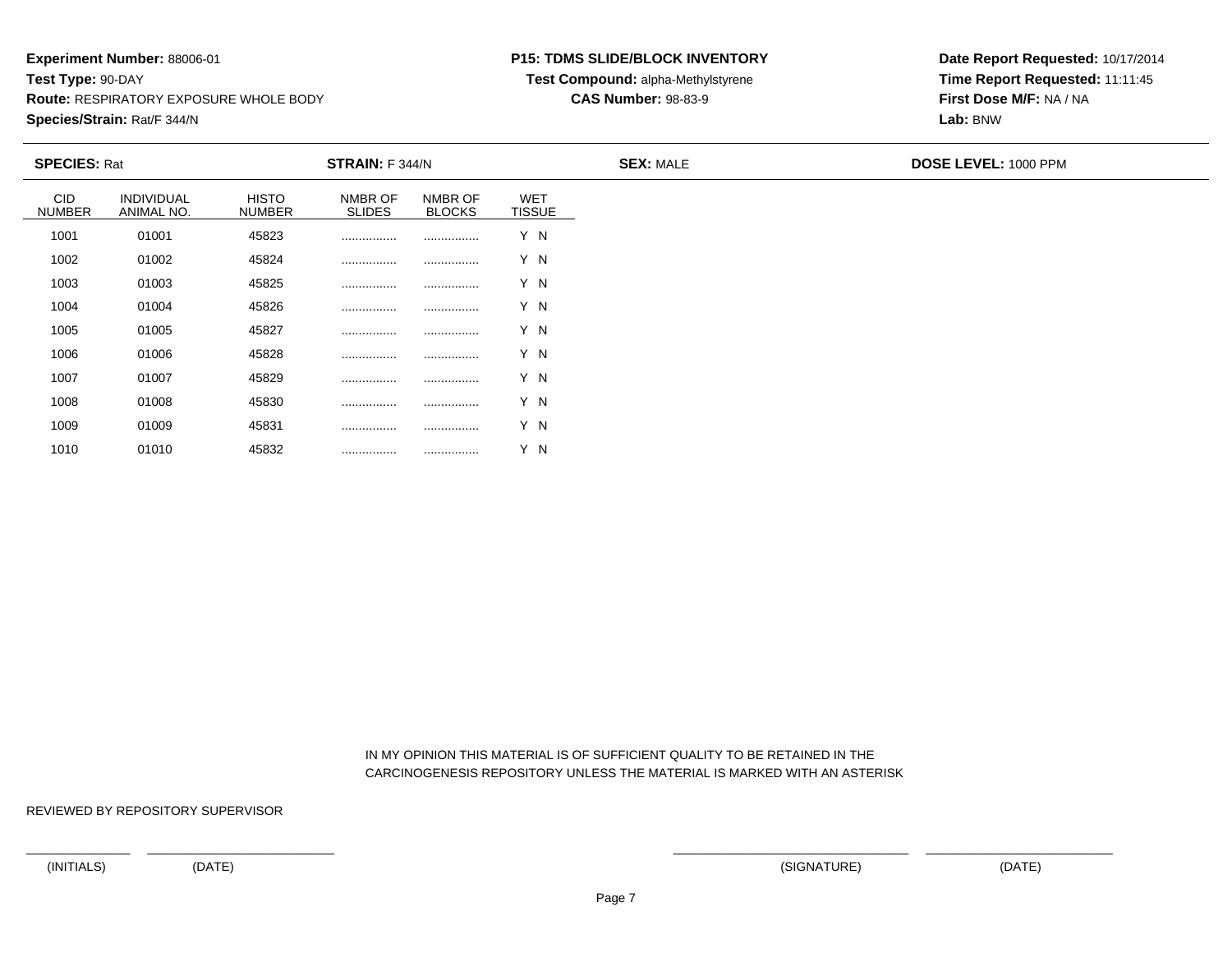**Experiment Number:** 88006-01
**Test Type:** 90-DAY
**Route:** RESPIRATORY EXPOSURE WHOLE BODY
**Species/Strain:** Rat/F 344/N

**P15: TDMS SLIDE/BLOCK INVENTORY**
**Test Compound:** alpha-Methylstyrene
**CAS Number:** 98-83-9

**Date Report Requested:** 10/17/2014
**Time Report Requested:** 11:11:45
**First Dose M/F:** NA / NA
**Lab:** BNW

**SPECIES:** Rat | **STRAIN:** F 344/N | **SEX:** MALE | **DOSE LEVEL:** 1000 PPM

| CID NUMBER | INDIVIDUAL ANIMAL NO. | HISTO NUMBER | NMBR OF SLIDES | NMBR OF BLOCKS | WET TISSUE |
|---|---|---|---|---|---|
| 1001 | 01001 | 45823 | ................ | ................ | Y N |
| 1002 | 01002 | 45824 | ................ | ................ | Y N |
| 1003 | 01003 | 45825 | ................ | ................ | Y N |
| 1004 | 01004 | 45826 | ................ | ................ | Y N |
| 1005 | 01005 | 45827 | ................ | ................ | Y N |
| 1006 | 01006 | 45828 | ................ | ................ | Y N |
| 1007 | 01007 | 45829 | ................ | ................ | Y N |
| 1008 | 01008 | 45830 | ................ | ................ | Y N |
| 1009 | 01009 | 45831 | ................ | ................ | Y N |
| 1010 | 01010 | 45832 | ................ | ................ | Y N |

IN MY OPINION THIS MATERIAL IS OF SUFFICIENT QUALITY TO BE RETAINED IN THE CARCINOGENESIS REPOSITORY UNLESS THE MATERIAL IS MARKED WITH AN ASTERISK

REVIEWED BY REPOSITORY SUPERVISOR

(INITIALS) (DATE) (SIGNATURE) (DATE)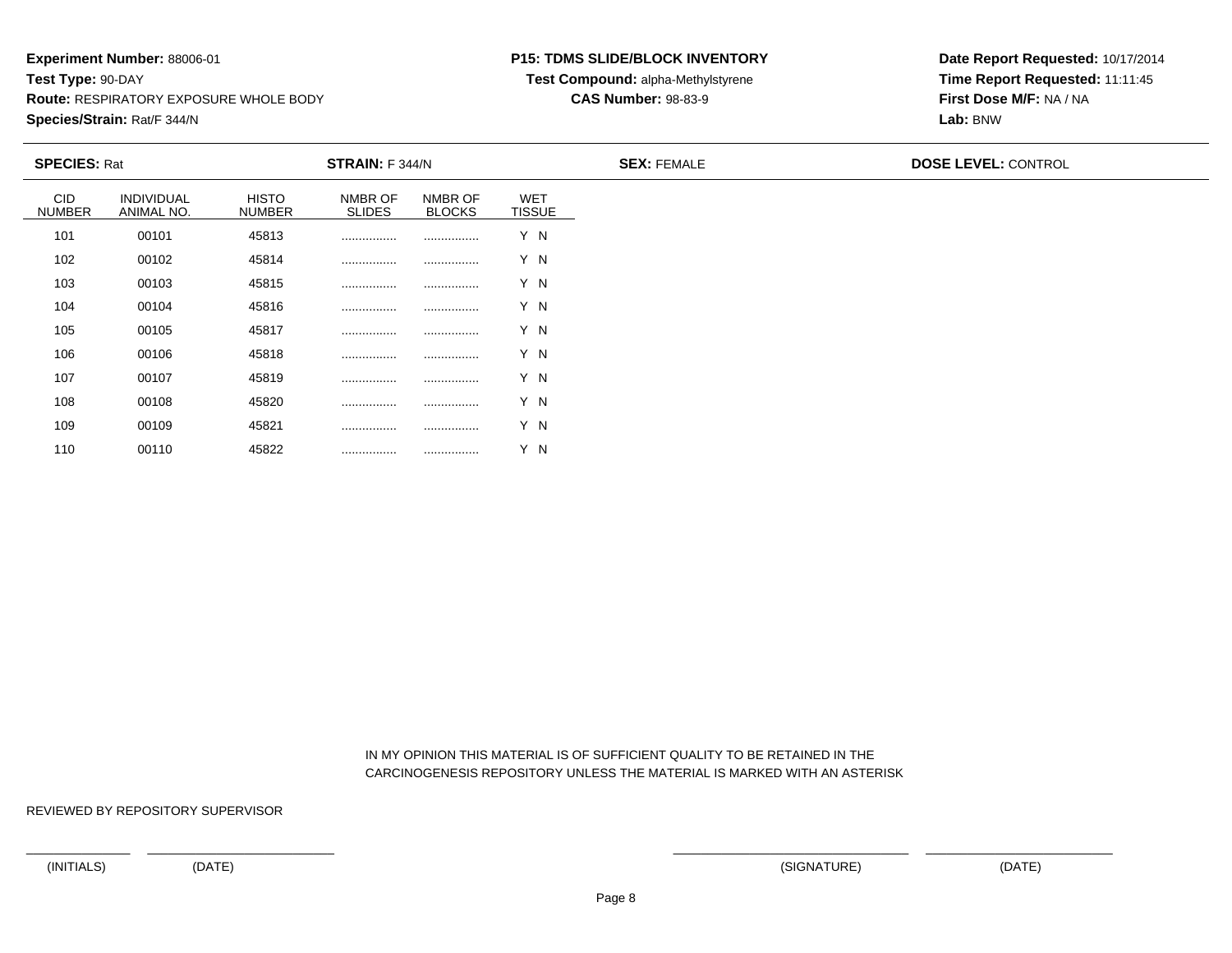**Experiment Number:** 88006-01
**Test Type:** 90-DAY
**Route:** RESPIRATORY EXPOSURE WHOLE BODY
**Species/Strain:** Rat/F 344/N

**P15: TDMS SLIDE/BLOCK INVENTORY**
**Test Compound:** alpha-Methylstyrene
**CAS Number:** 98-83-9

**Date Report Requested:** 10/17/2014
**Time Report Requested:** 11:11:45
**First Dose M/F:** NA / NA
**Lab:** BNW

**SPECIES:** Rat **STRAIN:** F 344/N **SEX:** FEMALE **DOSE LEVEL:** CONTROL

| CID NUMBER | INDIVIDUAL ANIMAL NO. | HISTO NUMBER | NMBR OF SLIDES | NMBR OF BLOCKS | WET TISSUE |
|---|---|---|---|---|---|
| 101 | 00101 | 45813 | ................ | ................ | Y N |
| 102 | 00102 | 45814 | ................ | ................ | Y N |
| 103 | 00103 | 45815 | ................ | ................ | Y N |
| 104 | 00104 | 45816 | ................ | ................ | Y N |
| 105 | 00105 | 45817 | ................ | ................ | Y N |
| 106 | 00106 | 45818 | ................ | ................ | Y N |
| 107 | 00107 | 45819 | ................ | ................ | Y N |
| 108 | 00108 | 45820 | ................ | ................ | Y N |
| 109 | 00109 | 45821 | ................ | ................ | Y N |
| 110 | 00110 | 45822 | ................ | ................ | Y N |

IN MY OPINION THIS MATERIAL IS OF SUFFICIENT QUALITY TO BE RETAINED IN THE CARCINOGENESIS REPOSITORY UNLESS THE MATERIAL IS MARKED WITH AN ASTERISK

REVIEWED BY REPOSITORY SUPERVISOR

(INITIALS) (DATE) (SIGNATURE) (DATE)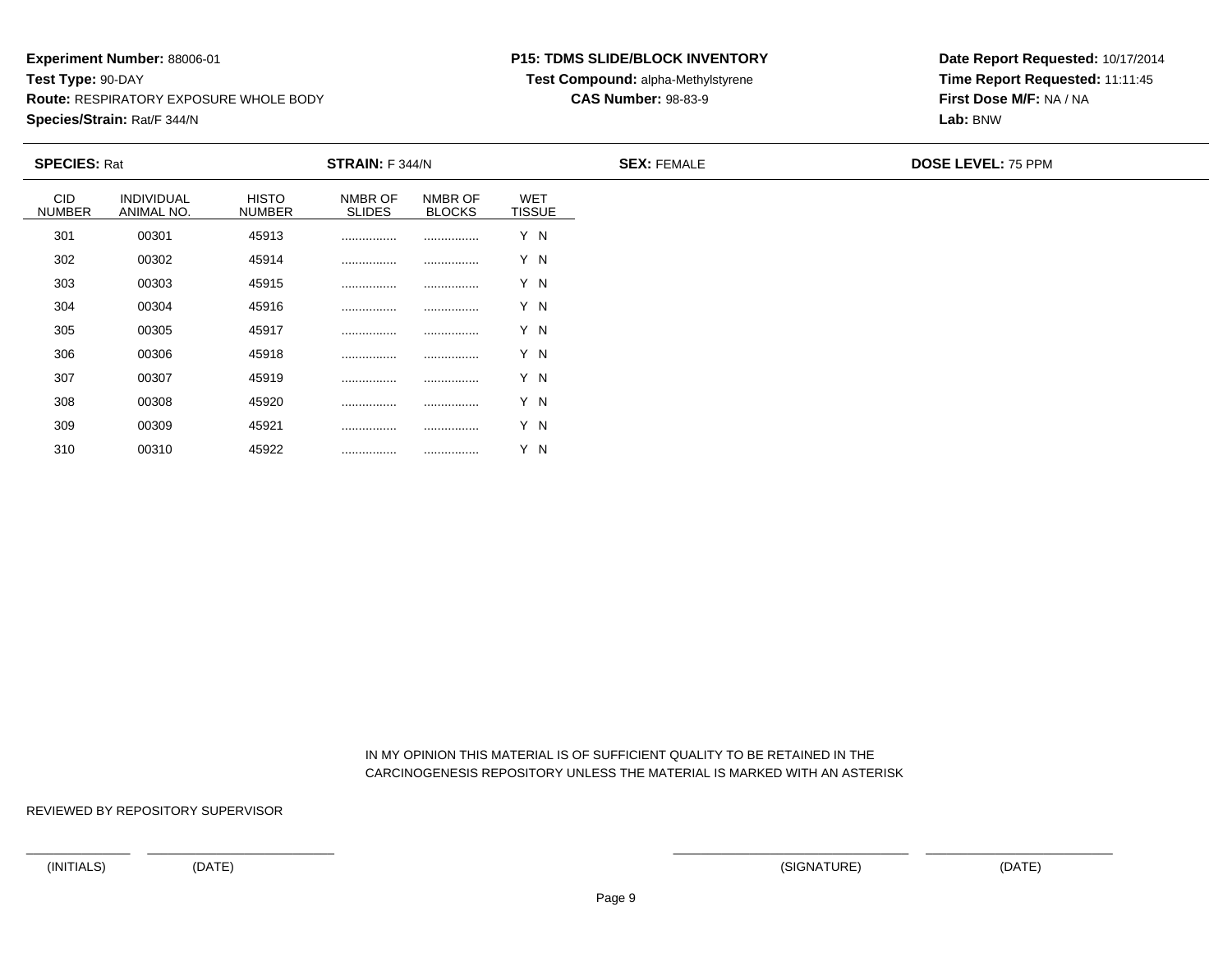**Experiment Number:** 88006-01
**Test Type:** 90-DAY
**Route:** RESPIRATORY EXPOSURE WHOLE BODY
**Species/Strain:** Rat/F 344/N

**P15: TDMS SLIDE/BLOCK INVENTORY**
**Test Compound:** alpha-Methylstyrene
**CAS Number:** 98-83-9

**Date Report Requested:** 10/17/2014
**Time Report Requested:** 11:11:45
**First Dose M/F:** NA / NA
**Lab:** BNW

**SPECIES:** Rat **STRAIN:** F 344/N **SEX:** FEMALE **DOSE LEVEL:** 75 PPM

| CID NUMBER | INDIVIDUAL ANIMAL NO. | HISTO NUMBER | NMBR OF SLIDES | NMBR OF BLOCKS | WET TISSUE |
|---|---|---|---|---|---|
| 301 | 00301 | 45913 | ................ | ................ | Y N |
| 302 | 00302 | 45914 | ................ | ................ | Y N |
| 303 | 00303 | 45915 | ................ | ................ | Y N |
| 304 | 00304 | 45916 | ................ | ................ | Y N |
| 305 | 00305 | 45917 | ................ | ................ | Y N |
| 306 | 00306 | 45918 | ................ | ................ | Y N |
| 307 | 00307 | 45919 | ................ | ................ | Y N |
| 308 | 00308 | 45920 | ................ | ................ | Y N |
| 309 | 00309 | 45921 | ................ | ................ | Y N |
| 310 | 00310 | 45922 | ................ | ................ | Y N |

IN MY OPINION THIS MATERIAL IS OF SUFFICIENT QUALITY TO BE RETAINED IN THE CARCINOGENESIS REPOSITORY UNLESS THE MATERIAL IS MARKED WITH AN ASTERISK

REVIEWED BY REPOSITORY SUPERVISOR

(INITIALS) (DATE) (SIGNATURE) (DATE)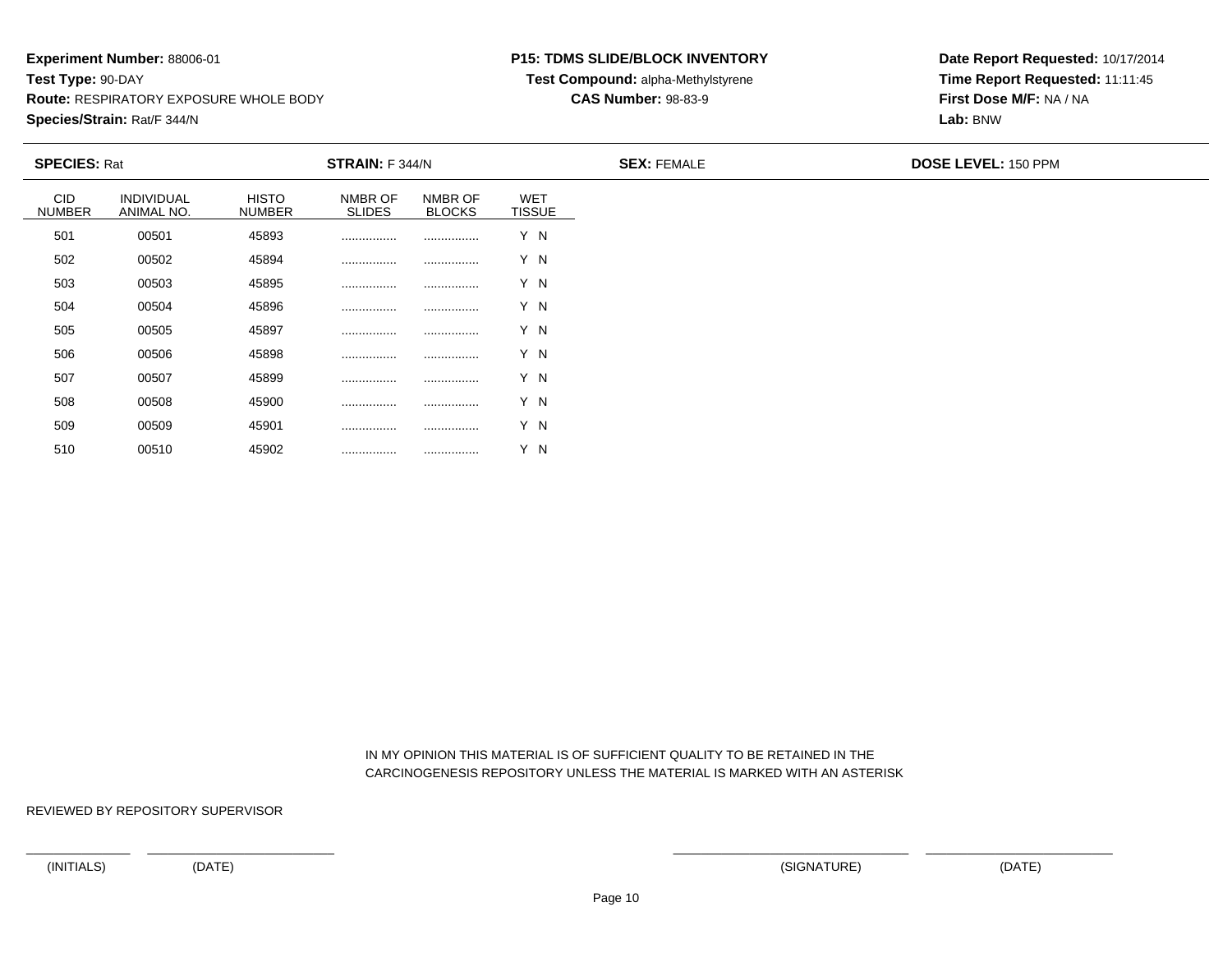**Experiment Number:** 88006-01
**Test Type:** 90-DAY
**Route:** RESPIRATORY EXPOSURE WHOLE BODY
**Species/Strain:** Rat/F 344/N

**P15: TDMS SLIDE/BLOCK INVENTORY**
**Test Compound:** alpha-Methylstyrene
**CAS Number:** 98-83-9

**Date Report Requested:** 10/17/2014
**Time Report Requested:** 11:11:45
**First Dose M/F:** NA / NA
**Lab:** BNW

**SPECIES:** Rat **STRAIN:** F 344/N **SEX:** FEMALE **DOSE LEVEL:** 150 PPM

| CID NUMBER | INDIVIDUAL ANIMAL NO. | HISTO NUMBER | NMBR OF SLIDES | NMBR OF BLOCKS | WET TISSUE |
|---|---|---|---|---|---|
| 501 | 00501 | 45893 | ................ | ................ | Y N |
| 502 | 00502 | 45894 | ................ | ................ | Y N |
| 503 | 00503 | 45895 | ................ | ................ | Y N |
| 504 | 00504 | 45896 | ................ | ................ | Y N |
| 505 | 00505 | 45897 | ................ | ................ | Y N |
| 506 | 00506 | 45898 | ................ | ................ | Y N |
| 507 | 00507 | 45899 | ................ | ................ | Y N |
| 508 | 00508 | 45900 | ................ | ................ | Y N |
| 509 | 00509 | 45901 | ................ | ................ | Y N |
| 510 | 00510 | 45902 | ................ | ................ | Y N |

IN MY OPINION THIS MATERIAL IS OF SUFFICIENT QUALITY TO BE RETAINED IN THE CARCINOGENESIS REPOSITORY UNLESS THE MATERIAL IS MARKED WITH AN ASTERISK

REVIEWED BY REPOSITORY SUPERVISOR

(INITIALS) (DATE) (SIGNATURE) (DATE)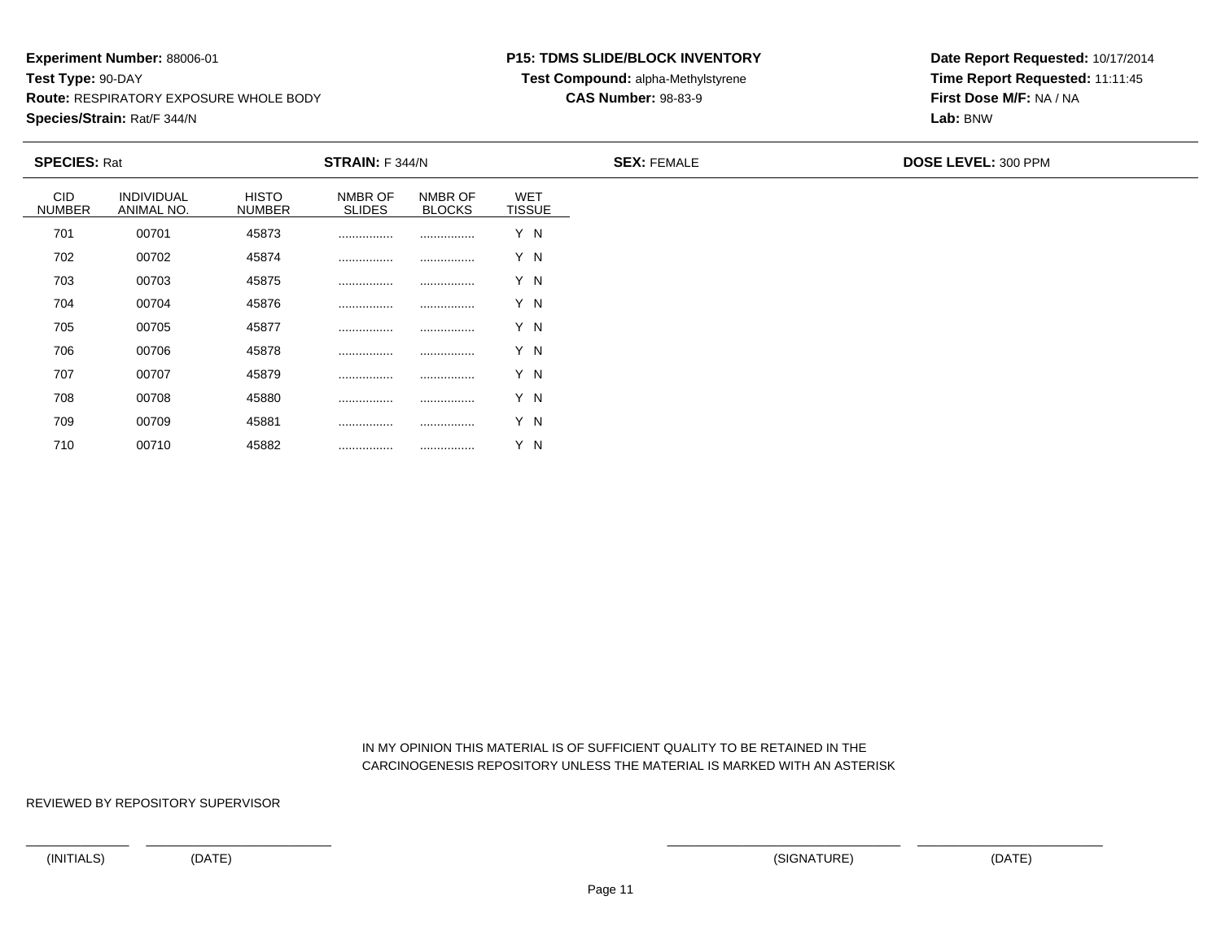**Experiment Number:** 88006-01
**Test Type:** 90-DAY
**Route:** RESPIRATORY EXPOSURE WHOLE BODY
**Species/Strain:** Rat/F 344/N

**P15: TDMS SLIDE/BLOCK INVENTORY**
**Test Compound:** alpha-Methylstyrene
**CAS Number:** 98-83-9

**Date Report Requested:** 10/17/2014
**Time Report Requested:** 11:11:45
**First Dose M/F:** NA / NA
**Lab:** BNW

**SPECIES:** Rat | **STRAIN:** F 344/N | **SEX:** FEMALE | **DOSE LEVEL:** 300 PPM

| CID NUMBER | INDIVIDUAL ANIMAL NO. | HISTO NUMBER | NMBR OF SLIDES | NMBR OF BLOCKS | WET TISSUE |
|---|---|---|---|---|---|
| 701 | 00701 | 45873 | ................ | ................ | Y N |
| 702 | 00702 | 45874 | ................ | ................ | Y N |
| 703 | 00703 | 45875 | ................ | ................ | Y N |
| 704 | 00704 | 45876 | ................ | ................ | Y N |
| 705 | 00705 | 45877 | ................ | ................ | Y N |
| 706 | 00706 | 45878 | ................ | ................ | Y N |
| 707 | 00707 | 45879 | ................ | ................ | Y N |
| 708 | 00708 | 45880 | ................ | ................ | Y N |
| 709 | 00709 | 45881 | ................ | ................ | Y N |
| 710 | 00710 | 45882 | ................ | ................ | Y N |

IN MY OPINION THIS MATERIAL IS OF SUFFICIENT QUALITY TO BE RETAINED IN THE CARCINOGENESIS REPOSITORY UNLESS THE MATERIAL IS MARKED WITH AN ASTERISK

REVIEWED BY REPOSITORY SUPERVISOR

(INITIALS) (DATE) (SIGNATURE) (DATE)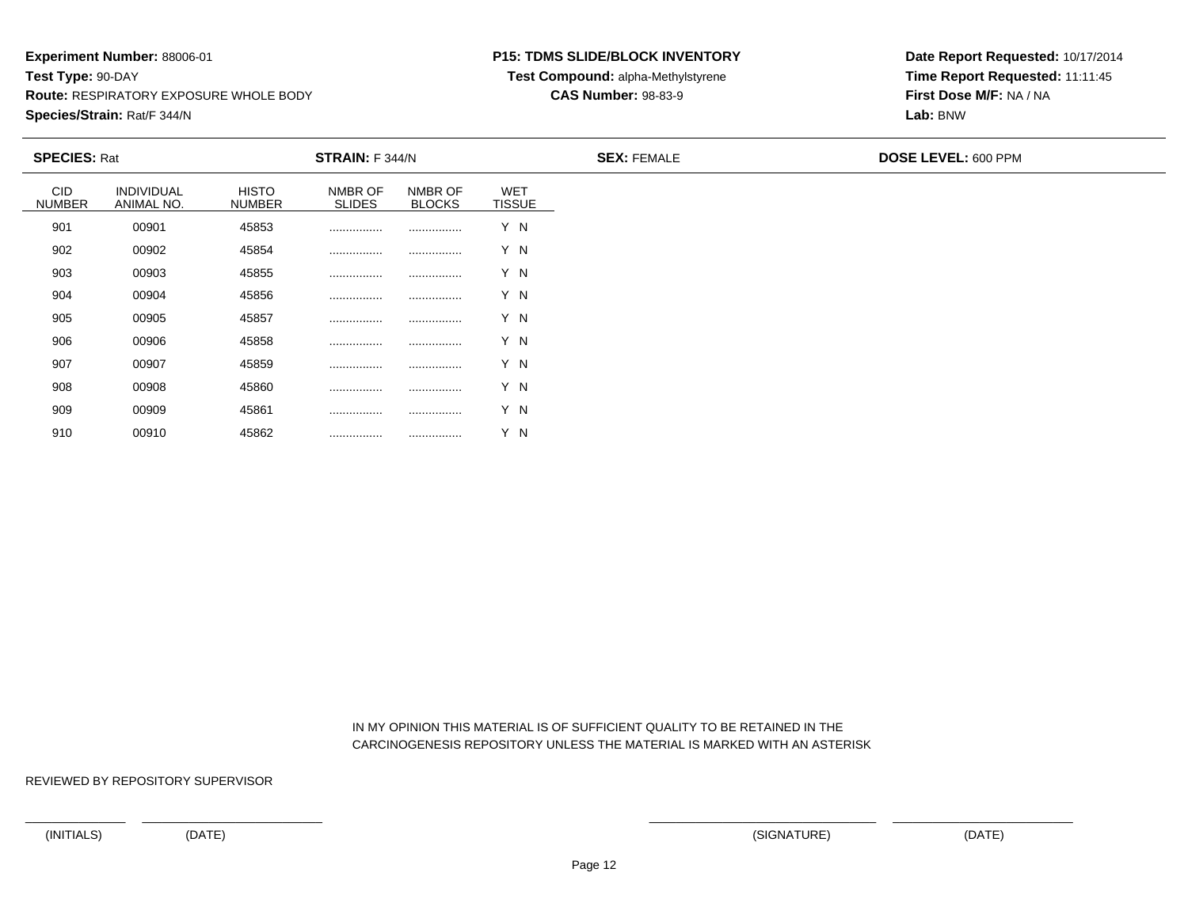**Experiment Number:** 88006-01
**Test Type:** 90-DAY
**Route:** RESPIRATORY EXPOSURE WHOLE BODY
**Species/Strain:** Rat/F 344/N

**P15: TDMS SLIDE/BLOCK INVENTORY**
**Test Compound:** alpha-Methylstyrene
**CAS Number:** 98-83-9

**Date Report Requested:** 10/17/2014
**Time Report Requested:** 11:11:45
**First Dose M/F:** NA / NA
**Lab:** BNW

**SPECIES:** Rat **STRAIN:** F 344/N **SEX:** FEMALE **DOSE LEVEL:** 600 PPM

| CID NUMBER | INDIVIDUAL ANIMAL NO. | HISTO NUMBER | NMBR OF SLIDES | NMBR OF BLOCKS | WET TISSUE |
|---|---|---|---|---|---|
| 901 | 00901 | 45853 | ................ | ................ | Y N |
| 902 | 00902 | 45854 | ................ | ................ | Y N |
| 903 | 00903 | 45855 | ................ | ................ | Y N |
| 904 | 00904 | 45856 | ................ | ................ | Y N |
| 905 | 00905 | 45857 | ................ | ................ | Y N |
| 906 | 00906 | 45858 | ................ | ................ | Y N |
| 907 | 00907 | 45859 | ................ | ................ | Y N |
| 908 | 00908 | 45860 | ................ | ................ | Y N |
| 909 | 00909 | 45861 | ................ | ................ | Y N |
| 910 | 00910 | 45862 | ................ | ................ | Y N |

IN MY OPINION THIS MATERIAL IS OF SUFFICIENT QUALITY TO BE RETAINED IN THE CARCINOGENESIS REPOSITORY UNLESS THE MATERIAL IS MARKED WITH AN ASTERISK

REVIEWED BY REPOSITORY SUPERVISOR

(INITIALS) (DATE) (SIGNATURE) (DATE)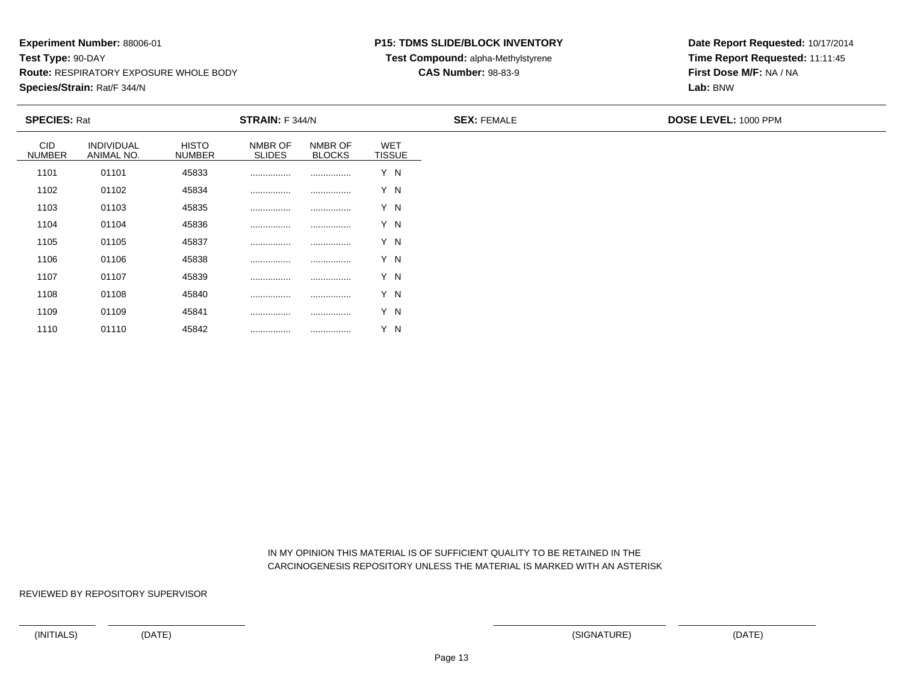**Experiment Number:** 88006-01
**Test Type:** 90-DAY
**Route:** RESPIRATORY EXPOSURE WHOLE BODY
**Species/Strain:** Rat/F 344/N

**P15: TDMS SLIDE/BLOCK INVENTORY**
**Test Compound:** alpha-Methylstyrene
**CAS Number:** 98-83-9

**Date Report Requested:** 10/17/2014
**Time Report Requested:** 11:11:45
**First Dose M/F:** NA / NA
**Lab:** BNW

**SPECIES:** Rat **STRAIN:** F 344/N **SEX:** FEMALE **DOSE LEVEL:** 1000 PPM

| CID NUMBER | INDIVIDUAL ANIMAL NO. | HISTO NUMBER | NMBR OF SLIDES | NMBR OF BLOCKS | WET TISSUE |
|---|---|---|---|---|---|
| 1101 | 01101 | 45833 | ................ | ................ | Y N |
| 1102 | 01102 | 45834 | ................ | ................ | Y N |
| 1103 | 01103 | 45835 | ................ | ................ | Y N |
| 1104 | 01104 | 45836 | ................ | ................ | Y N |
| 1105 | 01105 | 45837 | ................ | ................ | Y N |
| 1106 | 01106 | 45838 | ................ | ................ | Y N |
| 1107 | 01107 | 45839 | ................ | ................ | Y N |
| 1108 | 01108 | 45840 | ................ | ................ | Y N |
| 1109 | 01109 | 45841 | ................ | ................ | Y N |
| 1110 | 01110 | 45842 | ................ | ................ | Y N |

IN MY OPINION THIS MATERIAL IS OF SUFFICIENT QUALITY TO BE RETAINED IN THE CARCINOGENESIS REPOSITORY UNLESS THE MATERIAL IS MARKED WITH AN ASTERISK

REVIEWED BY REPOSITORY SUPERVISOR

(INITIALS) (DATE) (SIGNATURE) (DATE)